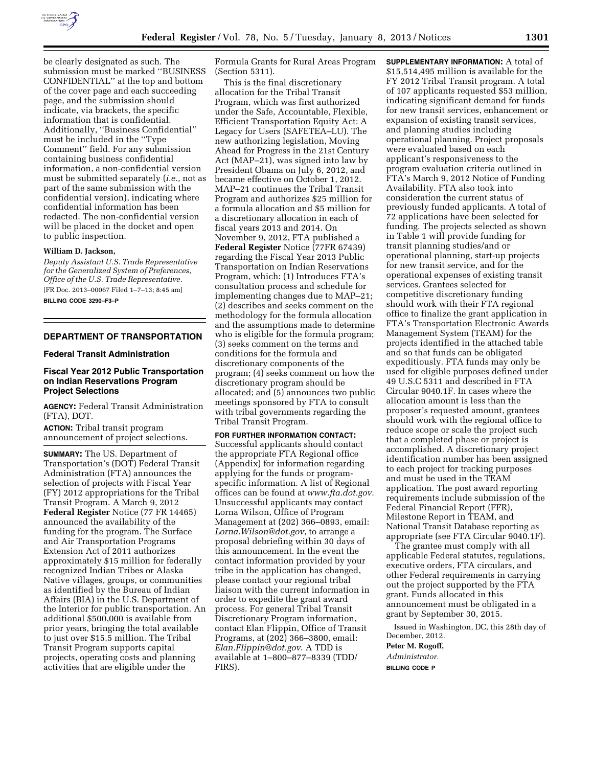be clearly designated as such. The submission must be marked ''BUSINESS CONFIDENTIAL'' at the top and bottom of the cover page and each succeeding page, and the submission should indicate, via brackets, the specific information that is confidential. Additionally, ''Business Confidential'' must be included in the ''Type Comment'' field. For any submission containing business confidential information, a non-confidential version must be submitted separately (*i.e.,* not as part of the same submission with the confidential version), indicating where confidential information has been redacted. The non-confidential version will be placed in the docket and open to public inspection.

**William D. Jackson,**

*Deputy Assistant U.S. Trade Representative for the Generalized System of Preferences, Office of the U.S. Trade Representative.*

[FR Doc. 2013–00067 Filed 1–7–13; 8:45 am]

**BILLING CODE 3290–F3–P**

## DEPARTMENT OF TRANSPORTATION

### Federal Transit Administration

### Fiscal Year 2012 Public Transportation on Indian Reservations Program Project Selections

**AGENCY:** Federal Transit Administration (FTA), DOT.

**ACTION:** Tribal transit program announcement of project selections.

**SUMMARY:** The US. Department of Transportation's (DOT) Federal Transit Administration (FTA) announces the selection of projects with Fiscal Year (FY) 2012 appropriations for the Tribal Transit Program. A March 9, 2012 **Federal Register** Notice (77 FR 14465) announced the availability of the funding for the program. The Surface and Air Transportation Programs Extension Act of 2011 authorizes approximately $15 million for federally recognized Indian Tribes or Alaska Native villages, groups, or communities as identified by the Bureau of Indian Affairs (BIA) in the U.S. Department of the Interior for public transportation. An additional $500,000 is available from prior years, bringing the total available to just over $15.5 million. The Tribal Transit Program supports capital projects, operating costs and planning activities that are eligible under the Formula Grants for Rural Areas Program (Section 5311).

This is the final discretionary allocation for the Tribal Transit Program, which was first authorized under the Safe, Accountable, Flexible, Efficient Transportation Equity Act: A Legacy for Users (SAFETEA–LU). The new authorizing legislation, Moving Ahead for Progress in the 21st Century Act (MAP–21), was signed into law by President Obama on July 6, 2012, and became effective on October 1, 2012. MAP–21 continues the Tribal Transit Program and authorizes $25 million for a formula allocation and $5 million for a discretionary allocation in each of fiscal years 2013 and 2014. On November 9, 2012, FTA published a **Federal Register** Notice (77FR 67439) regarding the Fiscal Year 2013 Public Transportation on Indian Reservations Program, which: (1) Introduces FTA's consultation process and schedule for implementing changes due to MAP–21; (2) describes and seeks comment on the methodology for the formula allocation and the assumptions made to determine who is eligible for the formula program; (3) seeks comment on the terms and conditions for the formula and discretionary components of the program; (4) seeks comment on how the discretionary program should be allocated; and (5) announces two public meetings sponsored by FTA to consult with tribal governments regarding the Tribal Transit Program.

**FOR FURTHER INFORMATION CONTACT:** Successful applicants should contact the appropriate FTA Regional office (Appendix) for information regarding applying for the funds or program-specific information. A list of Regional offices can be found at *www.fta.dot.gov.* Unsuccessful applicants may contact Lorna Wilson, Office of Program Management at (202) 366–0893, email: *Lorna.Wilson@dot.gov*, to arrange a proposal debriefing within 30 days of this announcement. In the event the contact information provided by your tribe in the application has changed, please contact your regional tribal liaison with the current information in order to expedite the grant award process. For general Tribal Transit Discretionary Program information, contact Elan Flippin, Office of Transit Programs, at (202) 366–3800, email: *Elan.Flippin@dot.gov*. A TDD is available at 1–800–877–8339 (TDD/FIRS).

**SUPPLEMENTARY INFORMATION:** A total of $15,514,495 million is available for the FY 2012 Tribal Transit program. A total of 107 applicants requested $53 million, indicating significant demand for funds for new transit services, enhancement or expansion of existing transit services, and planning studies including operational planning. Project proposals were evaluated based on each applicant's responsiveness to the program evaluation criteria outlined in FTA's March 9, 2012 Notice of Funding Availability. FTA also took into consideration the current status of previously funded applicants. A total of 72 applications have been selected for funding. The projects selected as shown in Table 1 will provide funding for transit planning studies/and or operational planning, start-up projects for new transit service, and for the operational expenses of existing transit services. Grantees selected for competitive discretionary funding should work with their FTA regional office to finalize the grant application in FTA's Transportation Electronic Awards Management System (TEAM) for the projects identified in the attached table and so that funds can be obligated expeditiously. FTA funds may only be used for eligible purposes defined under 49 U.S.C 5311 and described in FTA Circular 9040.1F. In cases where the allocation amount is less than the proposer's requested amount, grantees should work with the regional office to reduce scope or scale the project such that a completed phase or project is accomplished. A discretionary project identification number has been assigned to each project for tracking purposes and must be used in the TEAM application. The post award reporting requirements include submission of the Federal Financial Report (FFR), Milestone Report in TEAM, and National Transit Database reporting as appropriate (see FTA Circular 9040.1F).

The grantee must comply with all applicable Federal statutes, regulations, executive orders, FTA circulars, and other Federal requirements in carrying out the project supported by the FTA grant. Funds allocated in this announcement must be obligated in a grant by September 30, 2015.

Issued in Washington, DC, this 28th day of December, 2012.

**Peter M. Rogoff,**

*Administrator.*

**BILLING CODE P**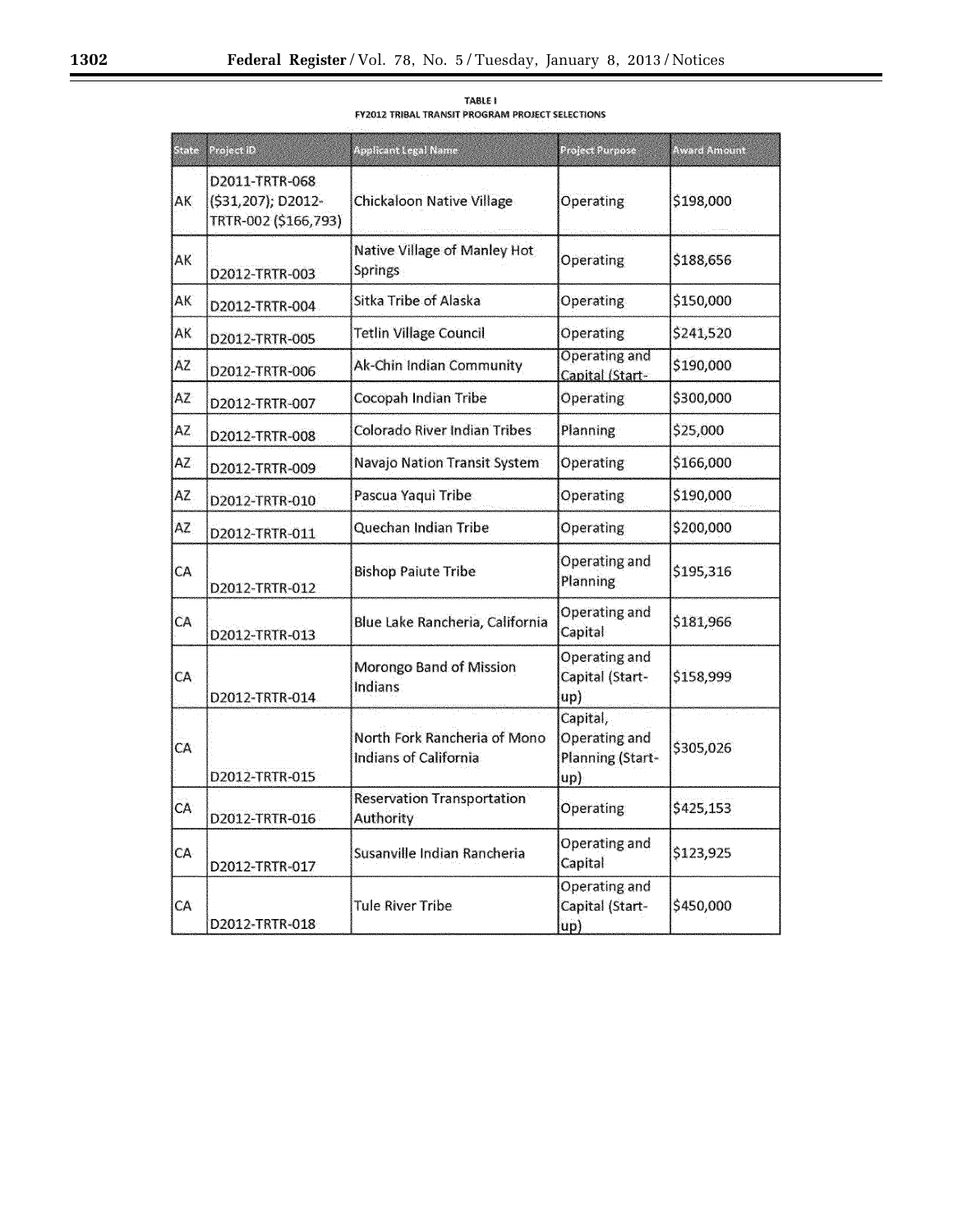TABLE I

FY2012 TRIBAL TRANSIT PROGRAM PROJECT SELECTIONS

| State | Project ID | Applicant Legal Name | Project Purpose | Award Amount |
|---|---|---|---|---|
| AK | D2011-TRTR-068 ($31,207); D2012-TRTR-002 ($166,793) | Chickaloon Native Village | Operating | $198,000 |
| AK | D2012-TRTR-003 | Native Village of Manley Hot Springs | Operating | $188,656 |
| AK | D2012-TRTR-004 | Sitka Tribe of Alaska | Operating | $150,000 |
| AK | D2012-TRTR-005 | Tetlin Village Council | Operating | $241,520 |
| AZ | D2012-TRTR-006 | Ak-Chin Indian Community | Operating and Capital (Start- | $190,000 |
| AZ | D2012-TRTR-007 | Cocopah Indian Tribe | Operating | $300,000 |
| AZ | D2012-TRTR-008 | Colorado River Indian Tribes | Planning | $25,000 |
| AZ | D2012-TRTR-009 | Navajo Nation Transit System | Operating | $166,000 |
| AZ | D2012-TRTR-010 | Pascua Yaqui Tribe | Operating | $190,000 |
| AZ | D2012-TRTR-011 | Quechan Indian Tribe | Operating | $200,000 |
| CA | D2012-TRTR-012 | Bishop Paiute Tribe | Operating and Planning | $195,316 |
| CA | D2012-TRTR-013 | Blue Lake Rancheria, California | Operating and Capital | $181,966 |
| CA | D2012-TRTR-014 | Morongo Band of Mission Indians | Operating and Capital (Start-up) | $158,999 |
| CA | D2012-TRTR-015 | North Fork Rancheria of Mono Indians of California | Capital, Operating and Planning (Start-up) | $305,026 |
| CA | D2012-TRTR-016 | Reservation Transportation Authority | Operating | $425,153 |
| CA | D2012-TRTR-017 | Susanville Indian Rancheria | Operating and Capital | $123,925 |
| CA | D2012-TRTR-018 | Tule River Tribe | Operating and Capital (Start-up) | $450,000 |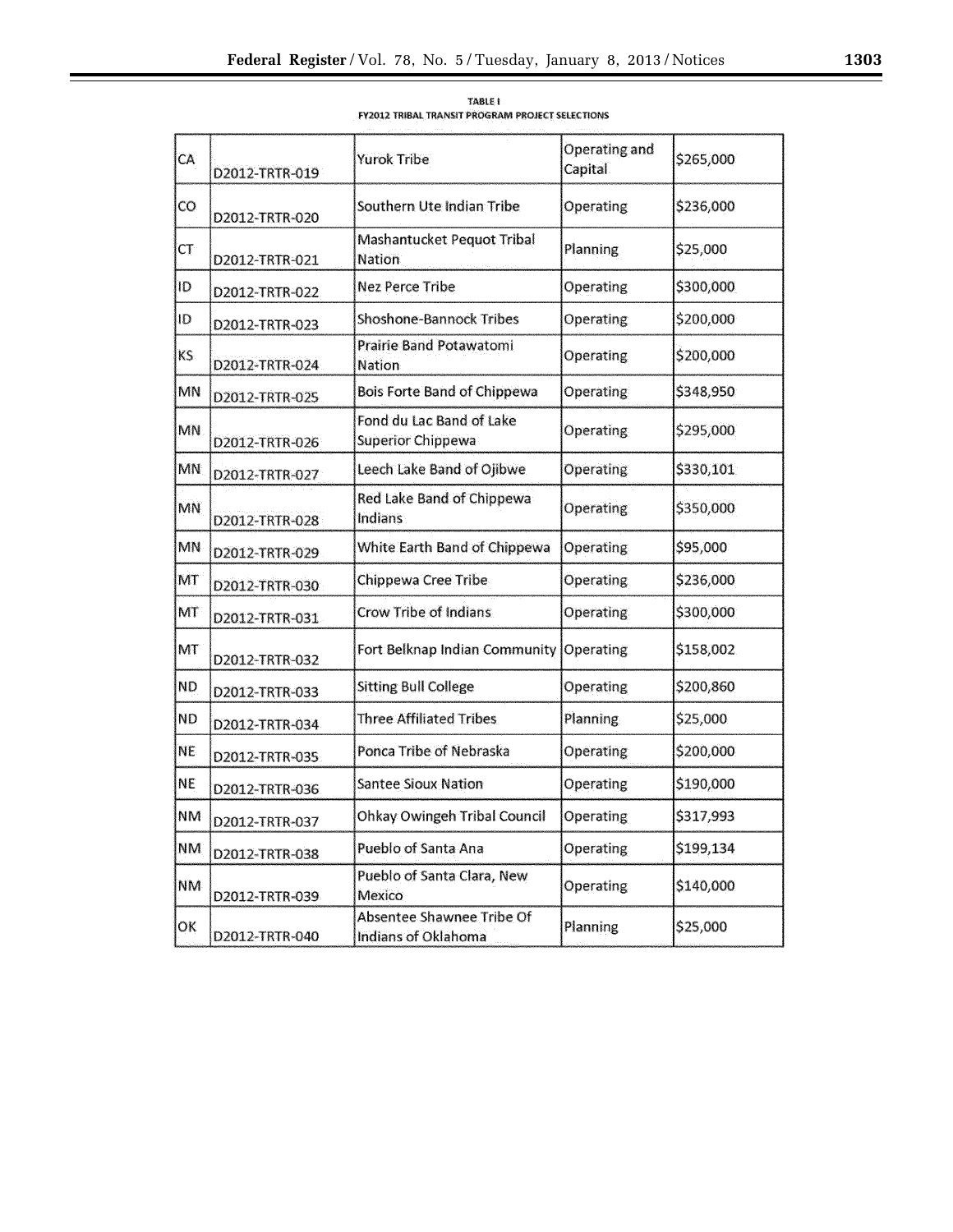**TABLE I**
**FY2012 TRIBAL TRANSIT PROGRAM PROJECT SELECTIONS**

| | | | | |
|---|---|---|---|---|
| CA | D2012-TRTR-019 | Yurok Tribe | Operating and Capital | $265,000 |
| CO | D2012-TRTR-020 | Southern Ute Indian Tribe | Operating | $236,000 |
| CT | D2012-TRTR-021 | Mashantucket Pequot Tribal Nation | Planning | $25,000 |
| ID | D2012-TRTR-022 | Nez Perce Tribe | Operating | $300,000 |
| ID | D2012-TRTR-023 | Shoshone-Bannock Tribes | Operating | $200,000 |
| KS | D2012-TRTR-024 | Prairie Band Potawatomi Nation | Operating | $200,000 |
| MN | D2012-TRTR-025 | Bois Forte Band of Chippewa | Operating | $348,950 |
| MN | D2012-TRTR-026 | Fond du Lac Band of Lake Superior Chippewa | Operating | $295,000 |
| MN | D2012-TRTR-027 | Leech Lake Band of Ojibwe | Operating | $330,101 |
| MN | D2012-TRTR-028 | Red Lake Band of Chippewa Indians | Operating | $350,000 |
| MN | D2012-TRTR-029 | White Earth Band of Chippewa | Operating | $95,000 |
| MT | D2012-TRTR-030 | Chippewa Cree Tribe | Operating | $236,000 |
| MT | D2012-TRTR-031 | Crow Tribe of Indians | Operating | $300,000 |
| MT | D2012-TRTR-032 | Fort Belknap Indian Community | Operating | $158,002 |
| ND | D2012-TRTR-033 | Sitting Bull College | Operating | $200,860 |
| ND | D2012-TRTR-034 | Three Affiliated Tribes | Planning | $25,000 |
| NE | D2012-TRTR-035 | Ponca Tribe of Nebraska | Operating | $200,000 |
| NE | D2012-TRTR-036 | Santee Sioux Nation | Operating | $190,000 |
| NM | D2012-TRTR-037 | Ohkay Owingeh Tribal Council | Operating | $317,993 |
| NM | D2012-TRTR-038 | Pueblo of Santa Ana | Operating | $199,134 |
| NM | D2012-TRTR-039 | Pueblo of Santa Clara, New Mexico | Operating | $140,000 |
| OK | D2012-TRTR-040 | Absentee Shawnee Tribe Of Indians of Oklahoma | Planning | $25,000 |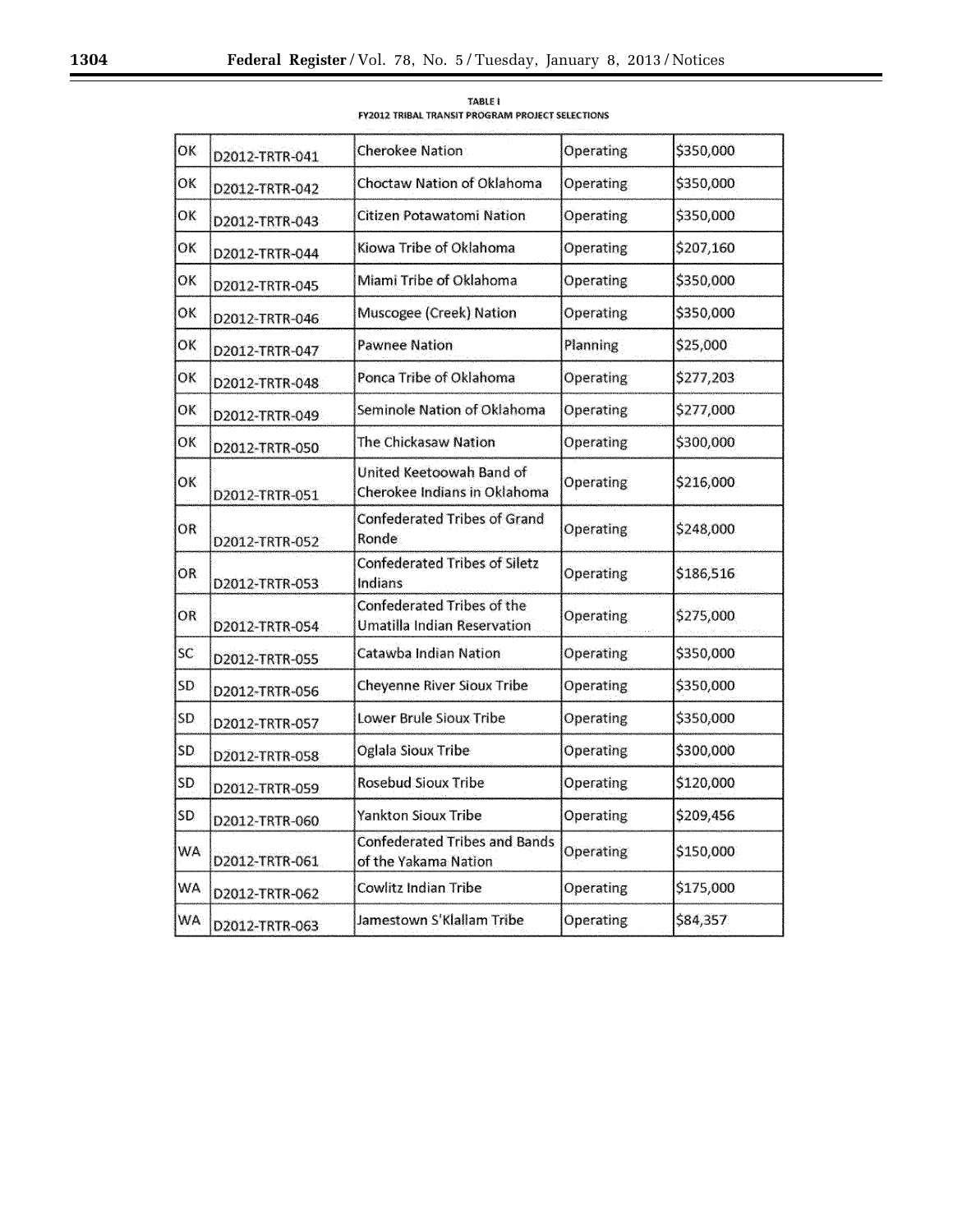TABLE I
FY2012 TRIBAL TRANSIT PROGRAM PROJECT SELECTIONS

| | | | | |
|---|---|---|---|---|
| OK | D2012-TRTR-041 | Cherokee Nation | Operating | $350,000 |
| OK | D2012-TRTR-042 | Choctaw Nation of Oklahoma | Operating | $350,000 |
| OK | D2012-TRTR-043 | Citizen Potawatomi Nation | Operating | $350,000 |
| OK | D2012-TRTR-044 | Kiowa Tribe of Oklahoma | Operating | $207,160 |
| OK | D2012-TRTR-045 | Miami Tribe of Oklahoma | Operating | $350,000 |
| OK | D2012-TRTR-046 | Muscogee (Creek) Nation | Operating | $350,000 |
| OK | D2012-TRTR-047 | Pawnee Nation | Planning | $25,000 |
| OK | D2012-TRTR-048 | Ponca Tribe of Oklahoma | Operating | $277,203 |
| OK | D2012-TRTR-049 | Seminole Nation of Oklahoma | Operating | $277,000 |
| OK | D2012-TRTR-050 | The Chickasaw Nation | Operating | $300,000 |
| OK | D2012-TRTR-051 | United Keetoowah Band of Cherokee Indians in Oklahoma | Operating | $216,000 |
| OR | D2012-TRTR-052 | Confederated Tribes of Grand Ronde | Operating | $248,000 |
| OR | D2012-TRTR-053 | Confederated Tribes of Siletz Indians | Operating | $186,516 |
| OR | D2012-TRTR-054 | Confederated Tribes of the Umatilla Indian Reservation | Operating | $275,000 |
| SC | D2012-TRTR-055 | Catawba Indian Nation | Operating | $350,000 |
| SD | D2012-TRTR-056 | Cheyenne River Sioux Tribe | Operating | $350,000 |
| SD | D2012-TRTR-057 | Lower Brule Sioux Tribe | Operating | $350,000 |
| SD | D2012-TRTR-058 | Oglala Sioux Tribe | Operating | $300,000 |
| SD | D2012-TRTR-059 | Rosebud Sioux Tribe | Operating | $120,000 |
| SD | D2012-TRTR-060 | Yankton Sioux Tribe | Operating | $209,456 |
| WA | D2012-TRTR-061 | Confederated Tribes and Bands of the Yakama Nation | Operating | $150,000 |
| WA | D2012-TRTR-062 | Cowlitz Indian Tribe | Operating | $175,000 |
| WA | D2012-TRTR-063 | Jamestown S'Klallam Tribe | Operating | $84,357 |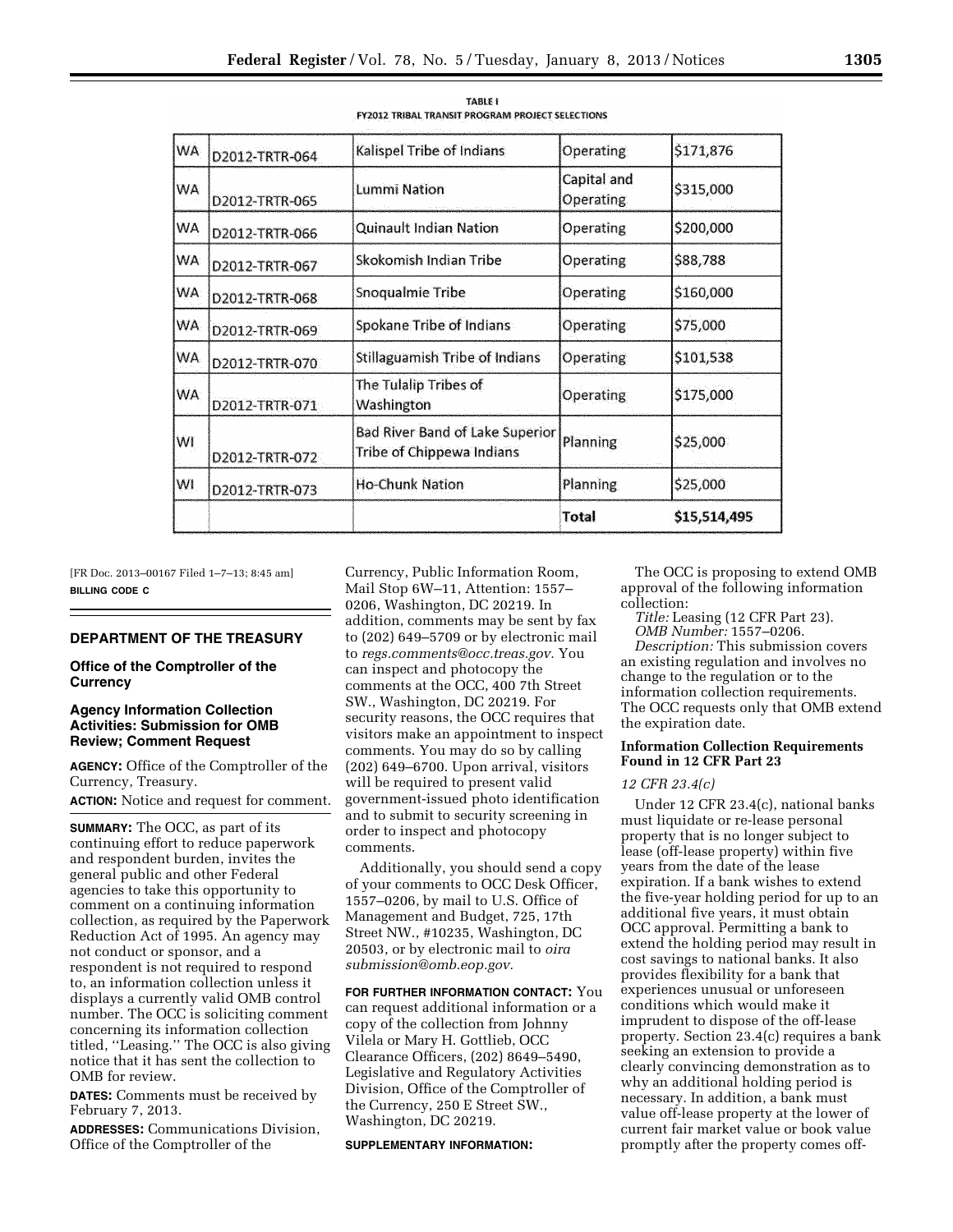TABLE I

FY2012 TRIBAL TRANSIT PROGRAM PROJECT SELECTIONS

| | | | | |
|---|---|---|---|---|
| WA | D2012-TRTR-064 | Kalispel Tribe of Indians | Operating | $171,876 |
| WA | D2012-TRTR-065 | Lummi Nation | Capital and Operating | $315,000 |
| WA | D2012-TRTR-066 | Quinault Indian Nation | Operating | $200,000 |
| WA | D2012-TRTR-067 | Skokomish Indian Tribe | Operating | $88,788 |
| WA | D2012-TRTR-068 | Snoqualmie Tribe | Operating | $160,000 |
| WA | D2012-TRTR-069 | Spokane Tribe of Indians | Operating | $75,000 |
| WA | D2012-TRTR-070 | Stillaguamish Tribe of Indians | Operating | $101,538 |
| WA | D2012-TRTR-071 | The Tulalip Tribes of Washington | Operating | $175,000 |
| WI | D2012-TRTR-072 | Bad River Band of Lake Superior Tribe of Chippewa Indians | Planning | $25,000 |
| WI | D2012-TRTR-073 | Ho-Chunk Nation | Planning | $25,000 |
| | | | Total | $15,514,495 |

[FR Doc. 2013–00167 Filed 1–7–13; 8:45 am]

**BILLING CODE C**

## DEPARTMENT OF THE TREASURY

### Office of the Comptroller of the Currency

### Agency Information Collection Activities: Submission for OMB Review; Comment Request

**AGENCY:** Office of the Comptroller of the Currency, Treasury.

**ACTION:** Notice and request for comment.

**SUMMARY:** The OCC, as part of its continuing effort to reduce paperwork and respondent burden, invites the general public and other Federal agencies to take this opportunity to comment on a continuing information collection, as required by the Paperwork Reduction Act of 1995. An agency may not conduct or sponsor, and a respondent is not required to respond to, an information collection unless it displays a currently valid OMB control number. The OCC is soliciting comment concerning its information collection titled, ''Leasing.'' The OCC is also giving notice that it has sent the collection to OMB for review.

**DATES:** Comments must be received by February 7, 2013.

**ADDRESSES:** Communications Division, Office of the Comptroller of the Currency, Public Information Room, Mail Stop 6W–11, Attention: 1557–0206, Washington, DC 20219. In addition, comments may be sent by fax to (202) 649–5709 or by electronic mail to *regs.comments@occ.treas.gov.* You can inspect and photocopy the comments at the OCC, 400 7th Street SW., Washington, DC 20219. For security reasons, the OCC requires that visitors make an appointment to inspect comments. You may do so by calling (202) 649–6700. Upon arrival, visitors will be required to present valid government-issued photo identification and to submit to security screening in order to inspect and photocopy comments.

Additionally, you should send a copy of your comments to OCC Desk Officer, 1557–0206, by mail to U.S. Office of Management and Budget, 725, 17th Street NW., #10235, Washington, DC 20503, or by electronic mail to *oira submission@omb.eop.gov.*

**FOR FURTHER INFORMATION CONTACT:** You can request additional information or a copy of the collection from Johnny Vilela or Mary H. Gottlieb, OCC Clearance Officers, (202) 8649–5490, Legislative and Regulatory Activities Division, Office of the Comptroller of the Currency, 250 E Street SW., Washington, DC 20219.

**SUPPLEMENTARY INFORMATION:**

The OCC is proposing to extend OMB approval of the following information collection:

*Title:* Leasing (12 CFR Part 23).

*OMB Number:* 1557–0206.

*Description:* This submission covers an existing regulation and involves no change to the regulation or to the information collection requirements. The OCC requests only that OMB extend the expiration date.

#### Information Collection Requirements Found in 12 CFR Part 23

*12 CFR 23.4(c)*

Under 12 CFR 23.4(c), national banks must liquidate or re-lease personal property that is no longer subject to lease (off-lease property) within five years from the date of the lease expiration. If a bank wishes to extend the five-year holding period for up to an additional five years, it must obtain OCC approval. Permitting a bank to extend the holding period may result in cost savings to national banks. It also provides flexibility for a bank that experiences unusual or unforeseen conditions which would make it imprudent to dispose of the off-lease property. Section 23.4(c) requires a bank seeking an extension to provide a clearly convincing demonstration as to why an additional holding period is necessary. In addition, a bank must value off-lease property at the lower of current fair market value or book value promptly after the property comes off-